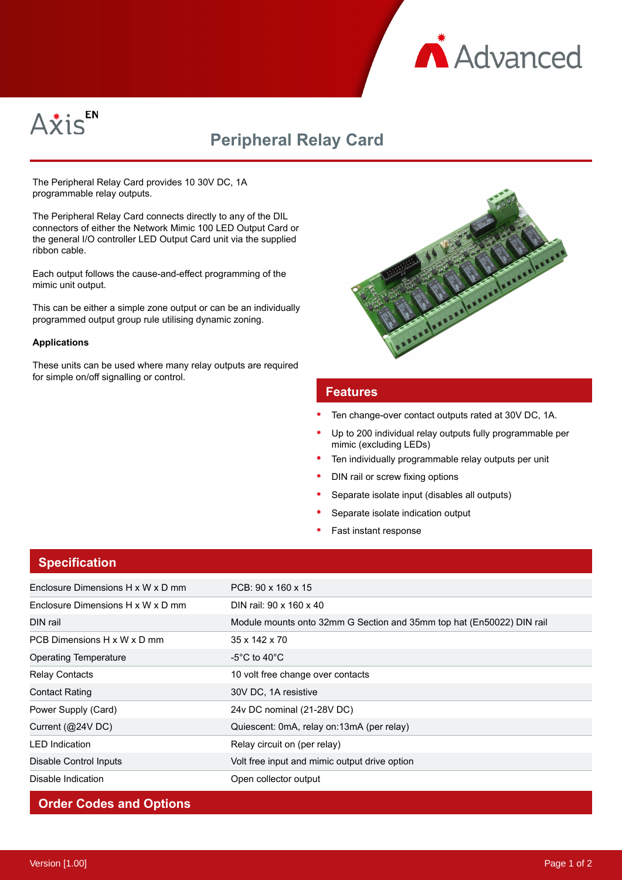Advanced

Axis EN

# Peripheral Relay Card

The Peripheral Relay Card provides 10 30V DC, 1A programmable relay outputs.

The Peripheral Relay Card connects directly to any of the DIL connectors of either the Network Mimic 100 LED Output Card or the general I/O controller LED Output Card unit via the supplied ribbon cable.

Each output follows the cause-and-effect programming of the mimic unit output.

This can be either a simple zone output or can be an individually programmed output group rule utilising dynamic zoning.

**Applications**

These units can be used where many relay outputs are required for simple on/off signalling or control.

## Features

- Ten change-over contact outputs rated at 30V DC, 1A.
- Up to 200 individual relay outputs fully programmable per mimic (excluding LEDs)
- Ten individually programmable relay outputs per unit
- DIN rail or screw fixing options
- Separate isolate input (disables all outputs)
- Separate isolate indication output
- Fast instant response

## Specification

| | |
|---|---|
| Enclosure Dimensions H x W x D mm | PCB: 90 x 160 x 15 |
| Enclosure Dimensions H x W x D mm | DIN rail: 90 x 160 x 40 |
| DIN rail | Module mounts onto 32mm G Section and 35mm top hat (En50022) DIN rail |
| PCB Dimensions H x W x D mm | 35 x 142 x 70 |
| Operating Temperature | -5°C to 40°C |
| Relay Contacts | 10 volt free change over contacts |
| Contact Rating | 30V DC, 1A resistive |
| Power Supply (Card) | 24v DC nominal (21-28V DC) |
| Current (@24V DC) | Quiescent: 0mA, relay on:13mA (per relay) |
| LED Indication | Relay circuit on (per relay) |
| Disable Control Inputs | Volt free input and mimic output drive option |
| Disable Indication | Open collector output |

## Order Codes and Options

Version [1.00]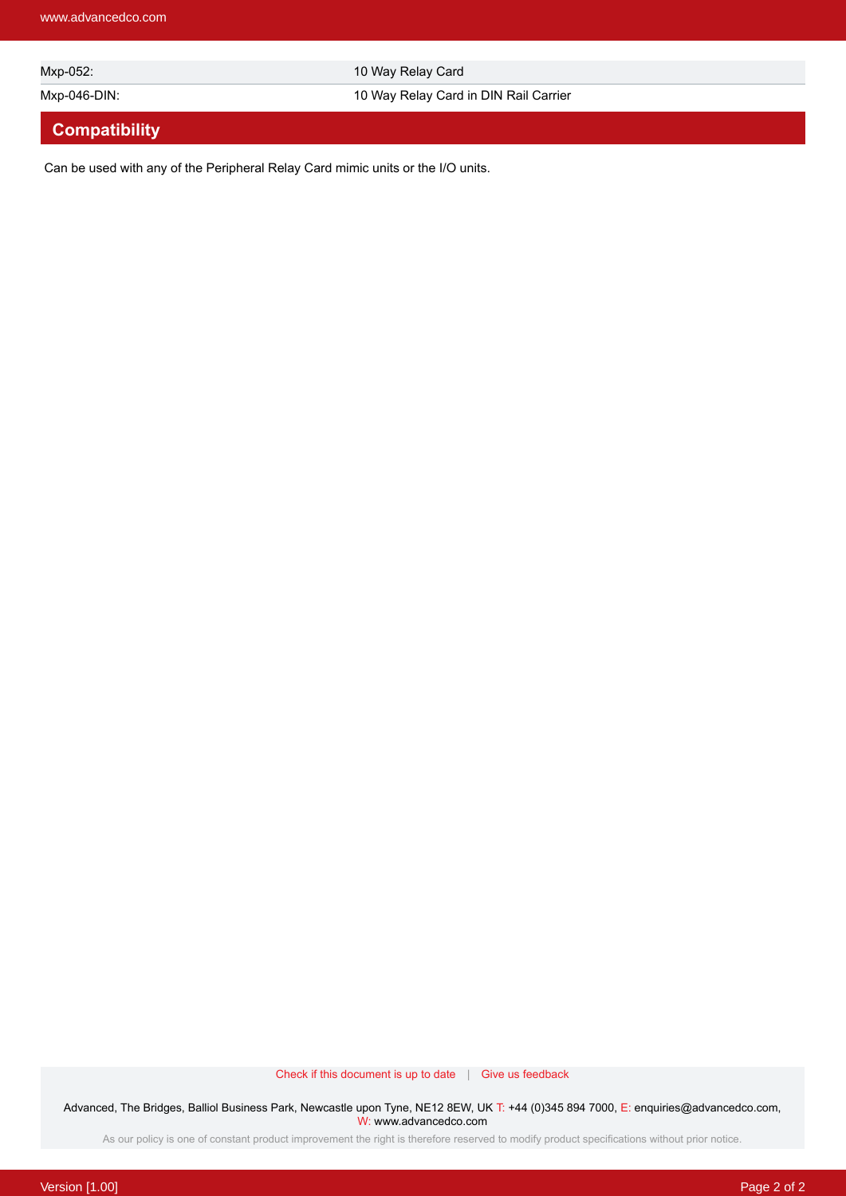| | |
|---|---|
| Mxp-052: | 10 Way Relay Card |
| Mxp-046-DIN: | 10 Way Relay Card in DIN Rail Carrier |

## Compatibility

Can be used with any of the Peripheral Relay Card mimic units or the I/O units.

Check if this document is up to date | Give us feedback

Advanced, The Bridges, Balliol Business Park, Newcastle upon Tyne, NE12 8EW, UK T: +44 (0)345 894 7000, E: enquiries@advancedco.com, W: www.advancedco.com

As our policy is one of constant product improvement the right is therefore reserved to modify product specifications without prior notice.

Version [1.00]